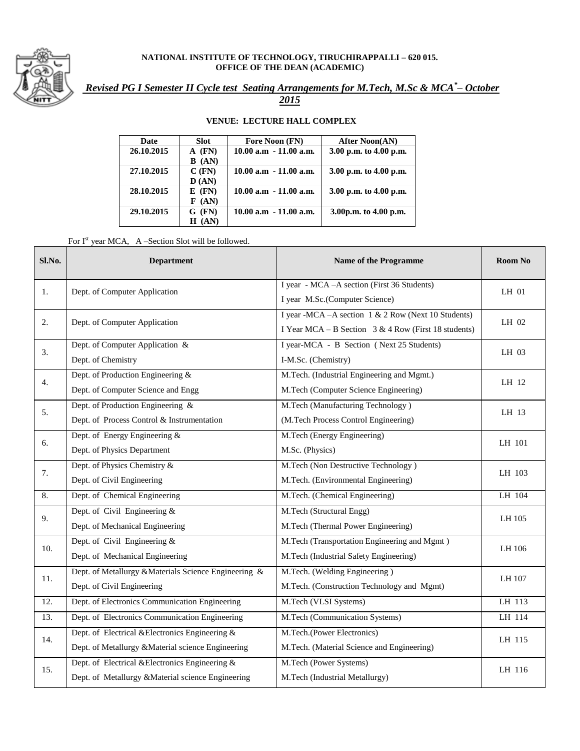**NATIONAL INSTITUTE OF TECHNOLOGY, TIRUCHIRAPPALLI – 620 015.**
**OFFICE OF THE DEAN (ACADEMIC)**

## *Revised PG I Semester II Cycle test Seating Arrangements for M.Tech, M.Sc & MCA* – October 2015*

**VENUE: LECTURE HALL COMPLEX**

| Date | Slot | Fore Noon (FN) | After Noon(AN) |
|---|---|---|---|
| 26.10.2015 | A (FN) B (AN) | 10.00 a.m - 11.00 a.m. | 3.00 p.m. to 4.00 p.m. |
| 27.10.2015 | C (FN) D (AN) | 10.00 a.m - 11.00 a.m. | 3.00 p.m. to 4.00 p.m. |
| 28.10.2015 | E (FN) F (AN) | 10.00 a.m - 11.00 a.m. | 3.00 p.m. to 4.00 p.m. |
| 29.10.2015 | G (FN) H (AN) | 10.00 a.m - 11.00 a.m. | 3.00p.m. to 4.00 p.m. |

For I[st] year MCA, A –Section Slot will be followed.

| Sl.No. | Department | Name of the Programme | Room No |
|---|---|---|---|
| 1. | Dept. of Computer Application | I year - MCA –A section (First 36 Students)<br>I year M.Sc.(Computer Science) | LH 01 |
| 2. | Dept. of Computer Application | I year -MCA –A section 1 & 2 Row (Next 10 Students)<br>I Year MCA – B Section 3 & 4 Row (First 18 students) | LH 02 |
| 3. | Dept. of Computer Application &<br>Dept. of Chemistry | I year-MCA - B Section ( Next 25 Students)<br>I-M.Sc. (Chemistry) | LH 03 |
| 4. | Dept. of Production Engineering &<br>Dept. of Computer Science and Engg | M.Tech. (Industrial Engineering and Mgmt.)<br>M.Tech (Computer Science Engineering) | LH 12 |
| 5. | Dept. of Production Engineering &<br>Dept. of Process Control & Instrumentation | M.Tech (Manufacturing Technology )<br>(M.Tech Process Control Engineering) | LH 13 |
| 6. | Dept. of Energy Engineering &<br>Dept. of Physics Department | M.Tech (Energy Engineering)<br>M.Sc. (Physics) | LH 101 |
| 7. | Dept. of Physics Chemistry &<br>Dept. of Civil Engineering | M.Tech (Non Destructive Technology )<br>M.Tech. (Environmental Engineering) | LH 103 |
| 8. | Dept. of Chemical Engineering | M.Tech. (Chemical Engineering) | LH 104 |
| 9. | Dept. of Civil Engineering &<br>Dept. of Mechanical Engineering | M.Tech (Structural Engg)<br>M.Tech (Thermal Power Engineering) | LH 105 |
| 10. | Dept. of Civil Engineering &<br>Dept. of Mechanical Engineering | M.Tech (Transportation Engineering and Mgmt )<br>M.Tech (Industrial Safety Engineering) | LH 106 |
| 11. | Dept. of Metallurgy &Materials Science Engineering &<br>Dept. of Civil Engineering | M.Tech. (Welding Engineering )<br>M.Tech. (Construction Technology and Mgmt) | LH 107 |
| 12. | Dept. of Electronics Communication Engineering | M.Tech (VLSI Systems) | LH 113 |
| 13. | Dept. of Electronics Communication Engineering | M.Tech (Communication Systems) | LH 114 |
| 14. | Dept. of Electrical &Electronics Engineering &<br>Dept. of Metallurgy &Material science Engineering | M.Tech.(Power Electronics)<br>M.Tech. (Material Science and Engineering) | LH 115 |
| 15. | Dept. of Electrical &Electronics Engineering &<br>Dept. of Metallurgy &Material science Engineering | M.Tech (Power Systems)<br>M.Tech (Industrial Metallurgy) | LH 116 |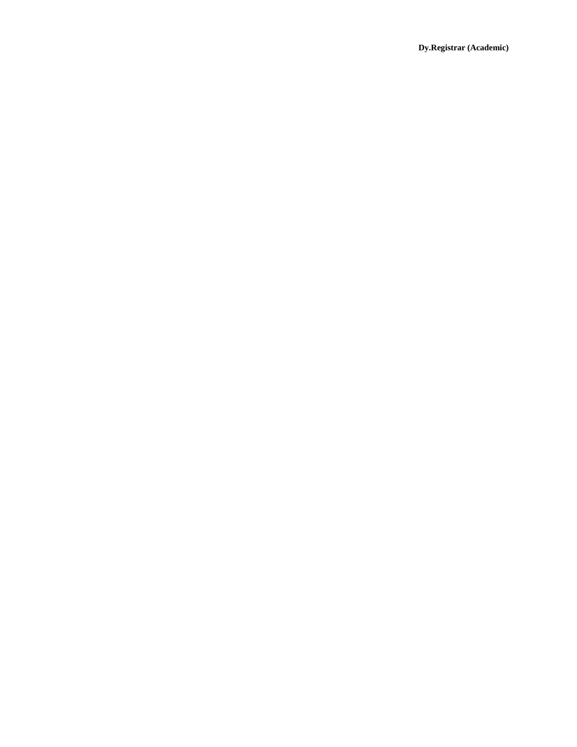**Dy.Registrar (Academic)**